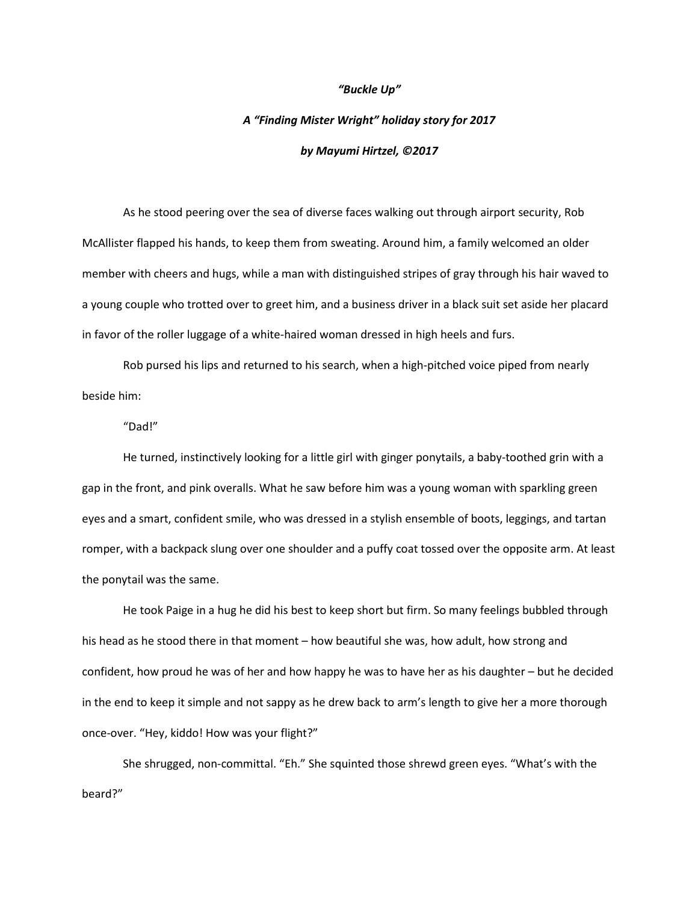***"Buckle Up"***

***A "Finding Mister Wright" holiday story for 2017***

***by Mayumi Hirtzel, ©2017***

As he stood peering over the sea of diverse faces walking out through airport security, Rob McAllister flapped his hands, to keep them from sweating. Around him, a family welcomed an older member with cheers and hugs, while a man with distinguished stripes of gray through his hair waved to a young couple who trotted over to greet him, and a business driver in a black suit set aside her placard in favor of the roller luggage of a white-haired woman dressed in high heels and furs.

Rob pursed his lips and returned to his search, when a high-pitched voice piped from nearly beside him:

"Dad!"

He turned, instinctively looking for a little girl with ginger ponytails, a baby-toothed grin with a gap in the front, and pink overalls. What he saw before him was a young woman with sparkling green eyes and a smart, confident smile, who was dressed in a stylish ensemble of boots, leggings, and tartan romper, with a backpack slung over one shoulder and a puffy coat tossed over the opposite arm. At least the ponytail was the same.

He took Paige in a hug he did his best to keep short but firm. So many feelings bubbled through his head as he stood there in that moment – how beautiful she was, how adult, how strong and confident, how proud he was of her and how happy he was to have her as his daughter – but he decided in the end to keep it simple and not sappy as he drew back to arm's length to give her a more thorough once-over. "Hey, kiddo! How was your flight?"

She shrugged, non-committal. "Eh." She squinted those shrewd green eyes. "What's with the beard?"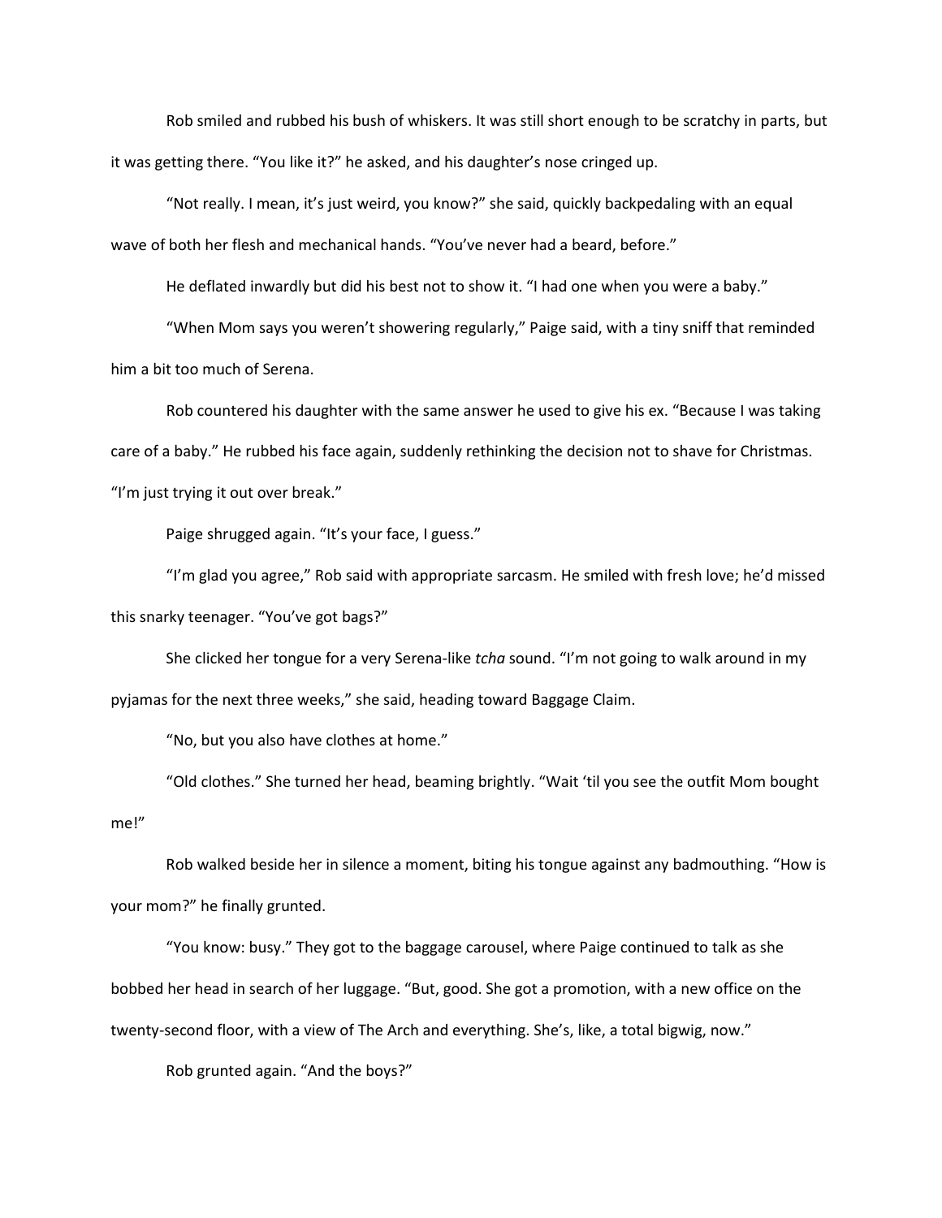Rob smiled and rubbed his bush of whiskers. It was still short enough to be scratchy in parts, but it was getting there. “You like it?” he asked, and his daughter’s nose cringed up.

“Not really. I mean, it’s just weird, you know?” she said, quickly backpedaling with an equal wave of both her flesh and mechanical hands. “You’ve never had a beard, before.”

He deflated inwardly but did his best not to show it. “I had one when you were a baby.”

“When Mom says you weren’t showering regularly,” Paige said, with a tiny sniff that reminded him a bit too much of Serena.

Rob countered his daughter with the same answer he used to give his ex. “Because I was taking care of a baby.” He rubbed his face again, suddenly rethinking the decision not to shave for Christmas. “I’m just trying it out over break.”

Paige shrugged again. “It’s your face, I guess.”

“I’m glad you agree,” Rob said with appropriate sarcasm. He smiled with fresh love; he’d missed this snarky teenager. “You’ve got bags?”

She clicked her tongue for a very Serena-like *tcha* sound. “I’m not going to walk around in my pyjamas for the next three weeks,” she said, heading toward Baggage Claim.

“No, but you also have clothes at home.”

“Old clothes.” She turned her head, beaming brightly. “Wait ‘til you see the outfit Mom bought me!”

Rob walked beside her in silence a moment, biting his tongue against any badmouthing. “How is your mom?” he finally grunted.

“You know: busy.” They got to the baggage carousel, where Paige continued to talk as she bobbed her head in search of her luggage. “But, good. She got a promotion, with a new office on the twenty-second floor, with a view of The Arch and everything. She’s, like, a total bigwig, now.”

Rob grunted again. “And the boys?”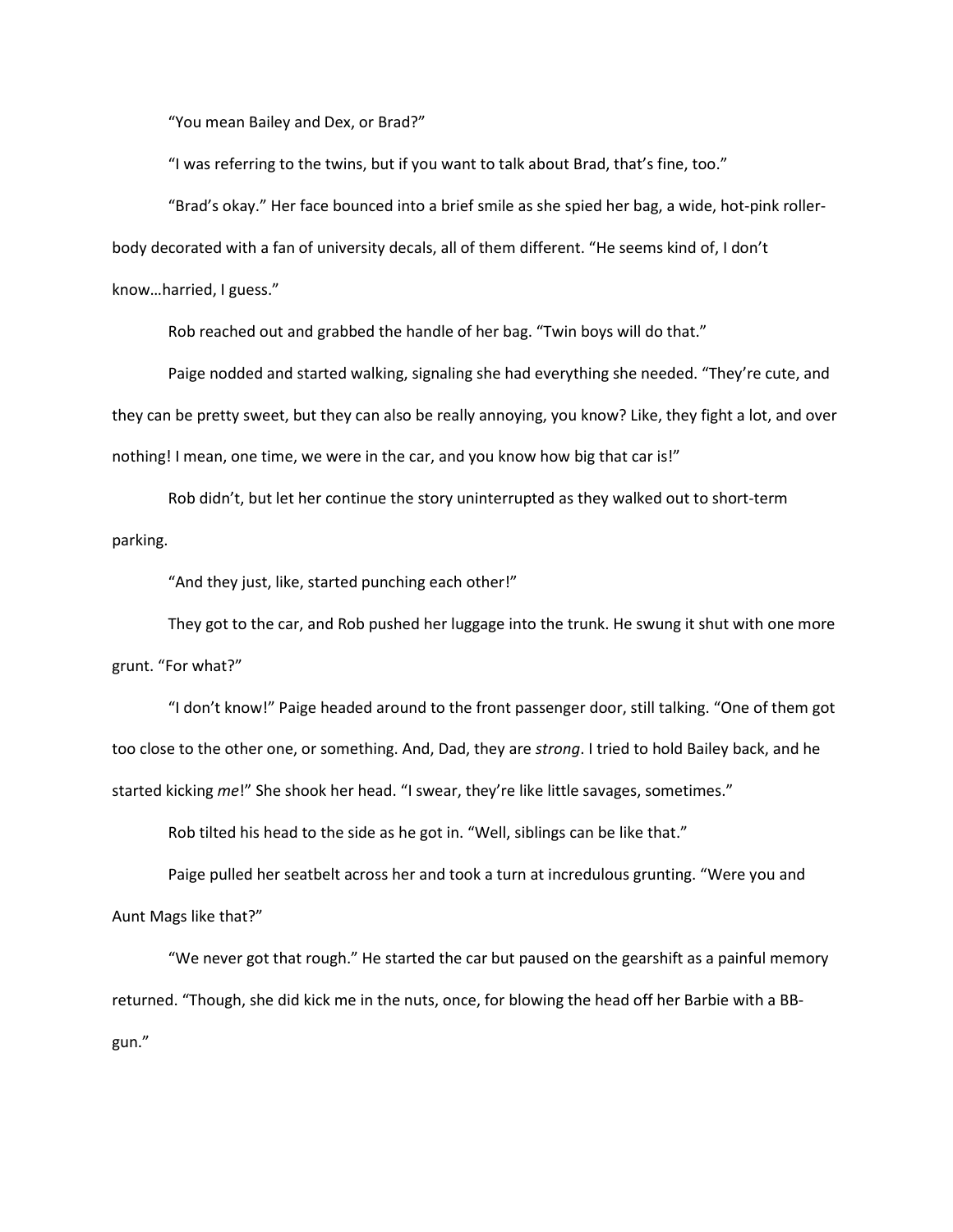"You mean Bailey and Dex, or Brad?"

"I was referring to the twins, but if you want to talk about Brad, that's fine, too."

"Brad's okay." Her face bounced into a brief smile as she spied her bag, a wide, hot-pink roller-body decorated with a fan of university decals, all of them different. "He seems kind of, I don't know…harried, I guess."

Rob reached out and grabbed the handle of her bag. "Twin boys will do that."

Paige nodded and started walking, signaling she had everything she needed. "They're cute, and they can be pretty sweet, but they can also be really annoying, you know? Like, they fight a lot, and over nothing! I mean, one time, we were in the car, and you know how big that car is!"

Rob didn't, but let her continue the story uninterrupted as they walked out to short-term parking.

"And they just, like, started punching each other!"

They got to the car, and Rob pushed her luggage into the trunk. He swung it shut with one more grunt. "For what?"

"I don't know!" Paige headed around to the front passenger door, still talking. "One of them got too close to the other one, or something. And, Dad, they are *strong*. I tried to hold Bailey back, and he started kicking *me*!" She shook her head. "I swear, they're like little savages, sometimes."

Rob tilted his head to the side as he got in. "Well, siblings can be like that."

Paige pulled her seatbelt across her and took a turn at incredulous grunting. "Were you and Aunt Mags like that?"

"We never got that rough." He started the car but paused on the gearshift as a painful memory returned. "Though, she did kick me in the nuts, once, for blowing the head off her Barbie with a BB-gun."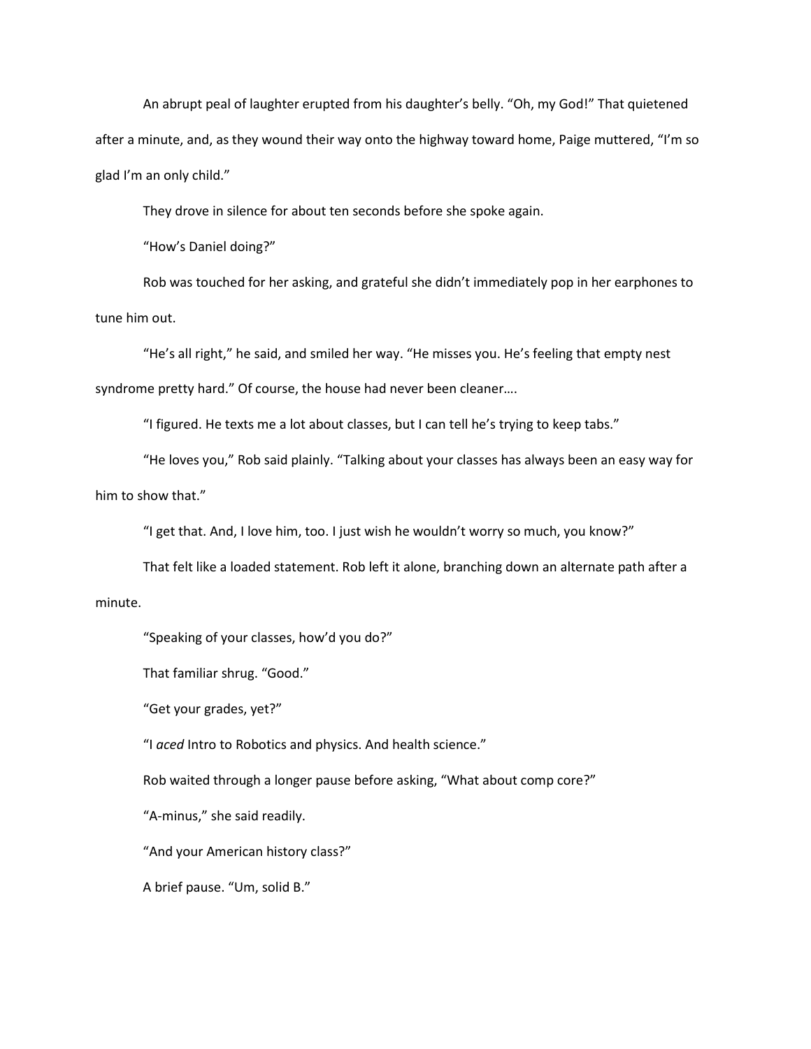An abrupt peal of laughter erupted from his daughter's belly. "Oh, my God!" That quietened after a minute, and, as they wound their way onto the highway toward home, Paige muttered, "I'm so glad I'm an only child."

They drove in silence for about ten seconds before she spoke again.

"How's Daniel doing?"

Rob was touched for her asking, and grateful she didn't immediately pop in her earphones to tune him out.

"He's all right," he said, and smiled her way. "He misses you. He's feeling that empty nest syndrome pretty hard." Of course, the house had never been cleaner….

"I figured. He texts me a lot about classes, but I can tell he's trying to keep tabs."

"He loves you," Rob said plainly. "Talking about your classes has always been an easy way for him to show that."

"I get that. And, I love him, too. I just wish he wouldn't worry so much, you know?"

That felt like a loaded statement. Rob left it alone, branching down an alternate path after a minute.

"Speaking of your classes, how'd you do?"

That familiar shrug. "Good."

"Get your grades, yet?"

"I *aced* Intro to Robotics and physics. And health science."

Rob waited through a longer pause before asking, "What about comp core?"

"A-minus," she said readily.

"And your American history class?"

A brief pause. "Um, solid B."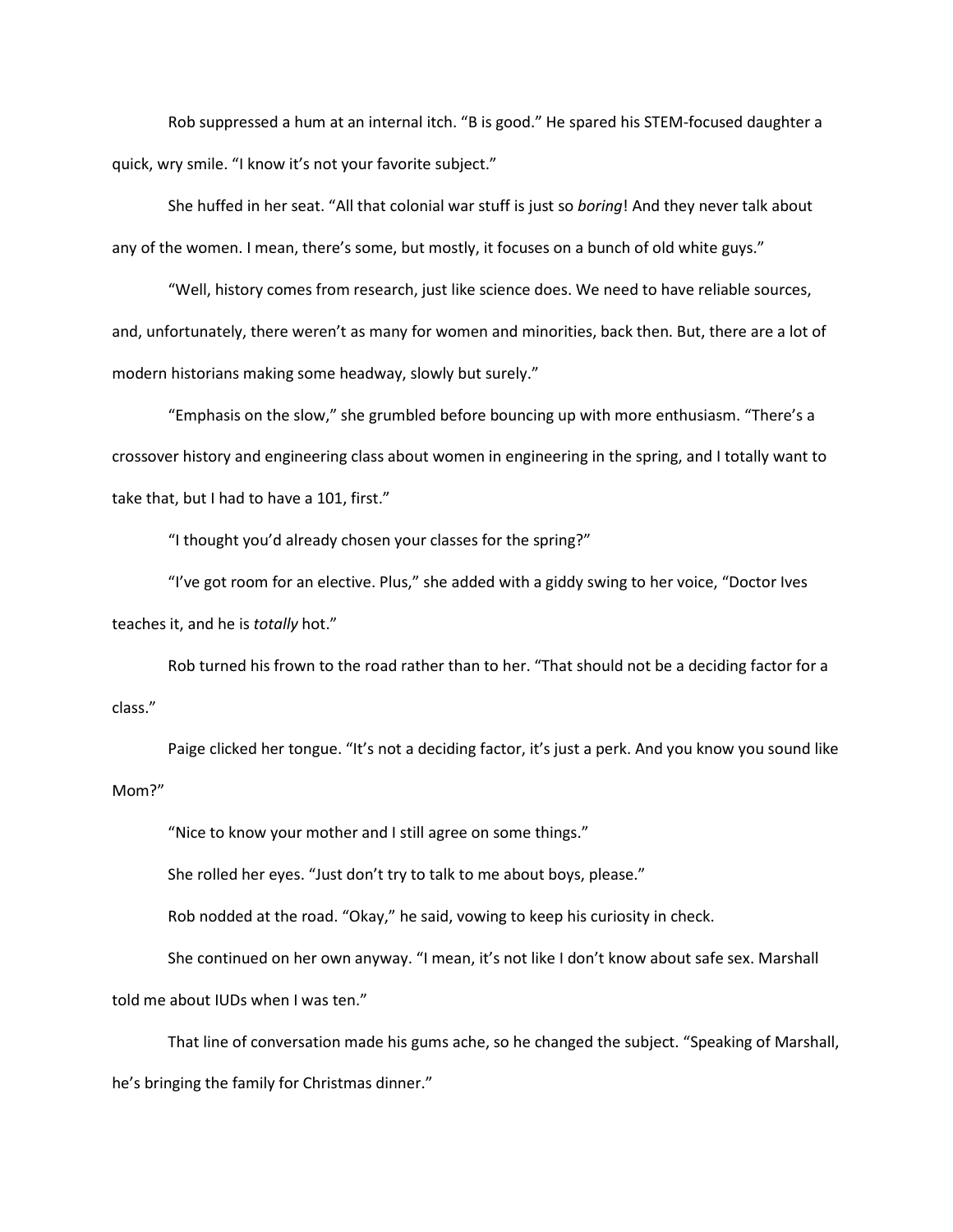Rob suppressed a hum at an internal itch. "B is good." He spared his STEM-focused daughter a quick, wry smile. "I know it's not your favorite subject."

She huffed in her seat. "All that colonial war stuff is just so *boring*! And they never talk about any of the women. I mean, there's some, but mostly, it focuses on a bunch of old white guys."

"Well, history comes from research, just like science does. We need to have reliable sources, and, unfortunately, there weren't as many for women and minorities, back then. But, there are a lot of modern historians making some headway, slowly but surely."

"Emphasis on the slow," she grumbled before bouncing up with more enthusiasm. "There's a crossover history and engineering class about women in engineering in the spring, and I totally want to take that, but I had to have a 101, first."

"I thought you'd already chosen your classes for the spring?"

"I've got room for an elective. Plus," she added with a giddy swing to her voice, "Doctor Ives teaches it, and he is *totally* hot."

Rob turned his frown to the road rather than to her. "That should not be a deciding factor for a class."

Paige clicked her tongue. "It's not a deciding factor, it's just a perk. And you know you sound like Mom?"

"Nice to know your mother and I still agree on some things."

She rolled her eyes. "Just don't try to talk to me about boys, please."

Rob nodded at the road. "Okay," he said, vowing to keep his curiosity in check.

She continued on her own anyway. "I mean, it's not like I don't know about safe sex. Marshall told me about IUDs when I was ten."

That line of conversation made his gums ache, so he changed the subject. "Speaking of Marshall, he's bringing the family for Christmas dinner."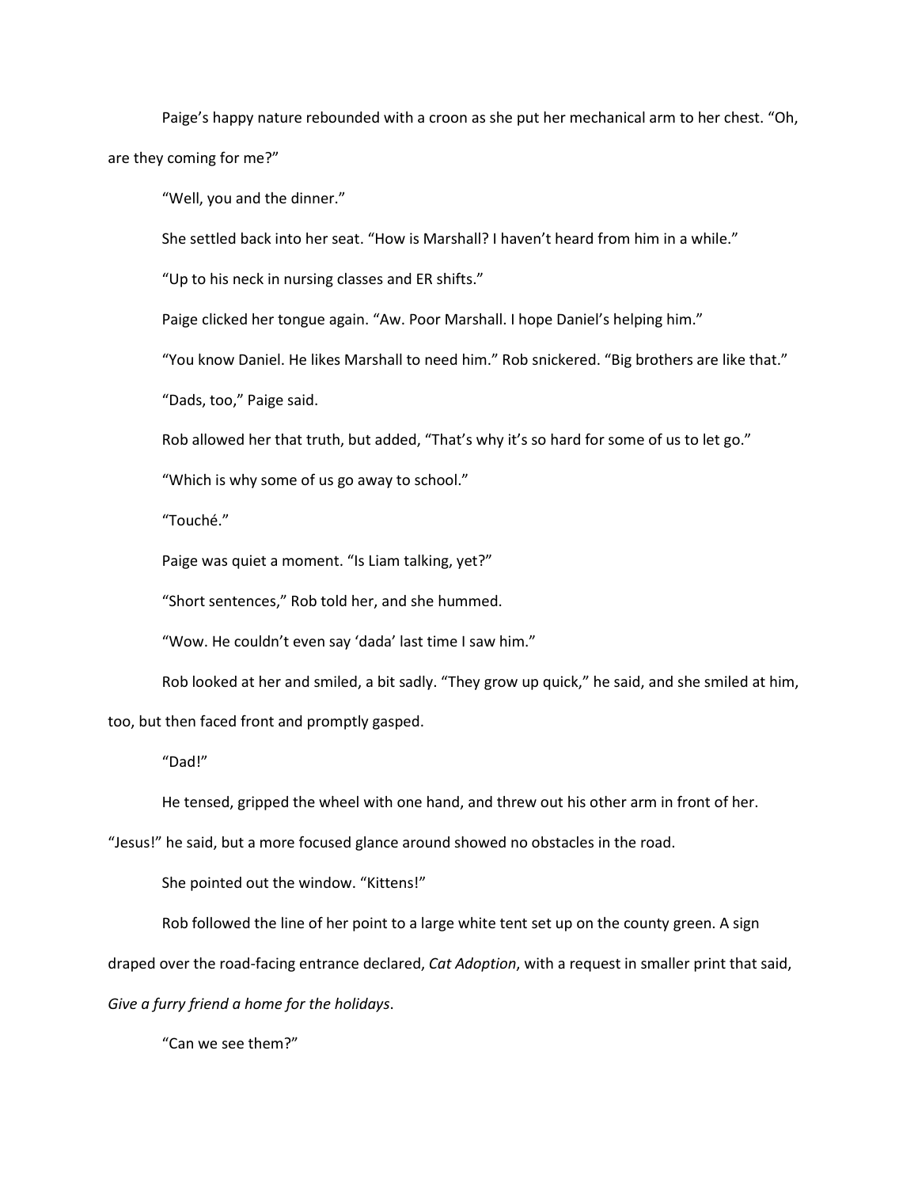Paige's happy nature rebounded with a croon as she put her mechanical arm to her chest. "Oh, are they coming for me?"

"Well, you and the dinner."

She settled back into her seat. "How is Marshall? I haven't heard from him in a while."

"Up to his neck in nursing classes and ER shifts."

Paige clicked her tongue again. "Aw. Poor Marshall. I hope Daniel's helping him."

"You know Daniel. He likes Marshall to need him." Rob snickered. "Big brothers are like that."

"Dads, too," Paige said.

Rob allowed her that truth, but added, "That's why it's so hard for some of us to let go."

"Which is why some of us go away to school."

"Touché."

Paige was quiet a moment. "Is Liam talking, yet?"

"Short sentences," Rob told her, and she hummed.

"Wow. He couldn't even say 'dada' last time I saw him."

Rob looked at her and smiled, a bit sadly. "They grow up quick," he said, and she smiled at him, too, but then faced front and promptly gasped.

"Dad!"

He tensed, gripped the wheel with one hand, and threw out his other arm in front of her. "Jesus!" he said, but a more focused glance around showed no obstacles in the road.

She pointed out the window. "Kittens!"

Rob followed the line of her point to a large white tent set up on the county green. A sign draped over the road-facing entrance declared, *Cat Adoption*, with a request in smaller print that said, *Give a furry friend a home for the holidays*.

"Can we see them?"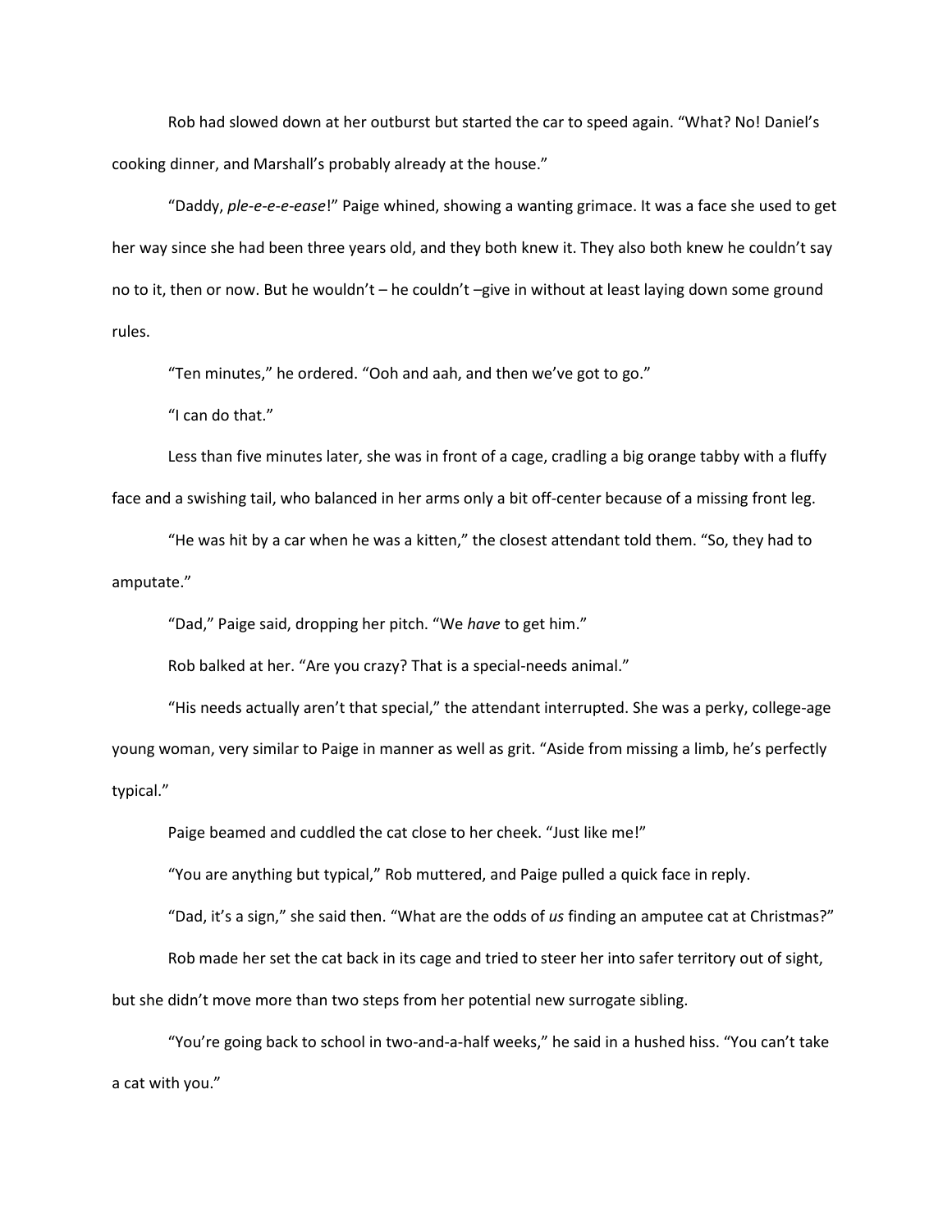Rob had slowed down at her outburst but started the car to speed again. "What? No! Daniel's cooking dinner, and Marshall's probably already at the house."

"Daddy, *ple-e-e-e-ease*!" Paige whined, showing a wanting grimace. It was a face she used to get her way since she had been three years old, and they both knew it. They also both knew he couldn't say no to it, then or now. But he wouldn't – he couldn't –give in without at least laying down some ground rules.

"Ten minutes," he ordered. "Ooh and aah, and then we've got to go."

"I can do that."

Less than five minutes later, she was in front of a cage, cradling a big orange tabby with a fluffy face and a swishing tail, who balanced in her arms only a bit off-center because of a missing front leg.

"He was hit by a car when he was a kitten," the closest attendant told them. "So, they had to amputate."

"Dad," Paige said, dropping her pitch. "We *have* to get him."

Rob balked at her. "Are you crazy? That is a special-needs animal."

"His needs actually aren't that special," the attendant interrupted. She was a perky, college-age young woman, very similar to Paige in manner as well as grit. "Aside from missing a limb, he's perfectly typical."

Paige beamed and cuddled the cat close to her cheek. "Just like me!"

"You are anything but typical," Rob muttered, and Paige pulled a quick face in reply.

"Dad, it's a sign," she said then. "What are the odds of *us* finding an amputee cat at Christmas?"

Rob made her set the cat back in its cage and tried to steer her into safer territory out of sight, but she didn't move more than two steps from her potential new surrogate sibling.

"You're going back to school in two-and-a-half weeks," he said in a hushed hiss. "You can't take a cat with you."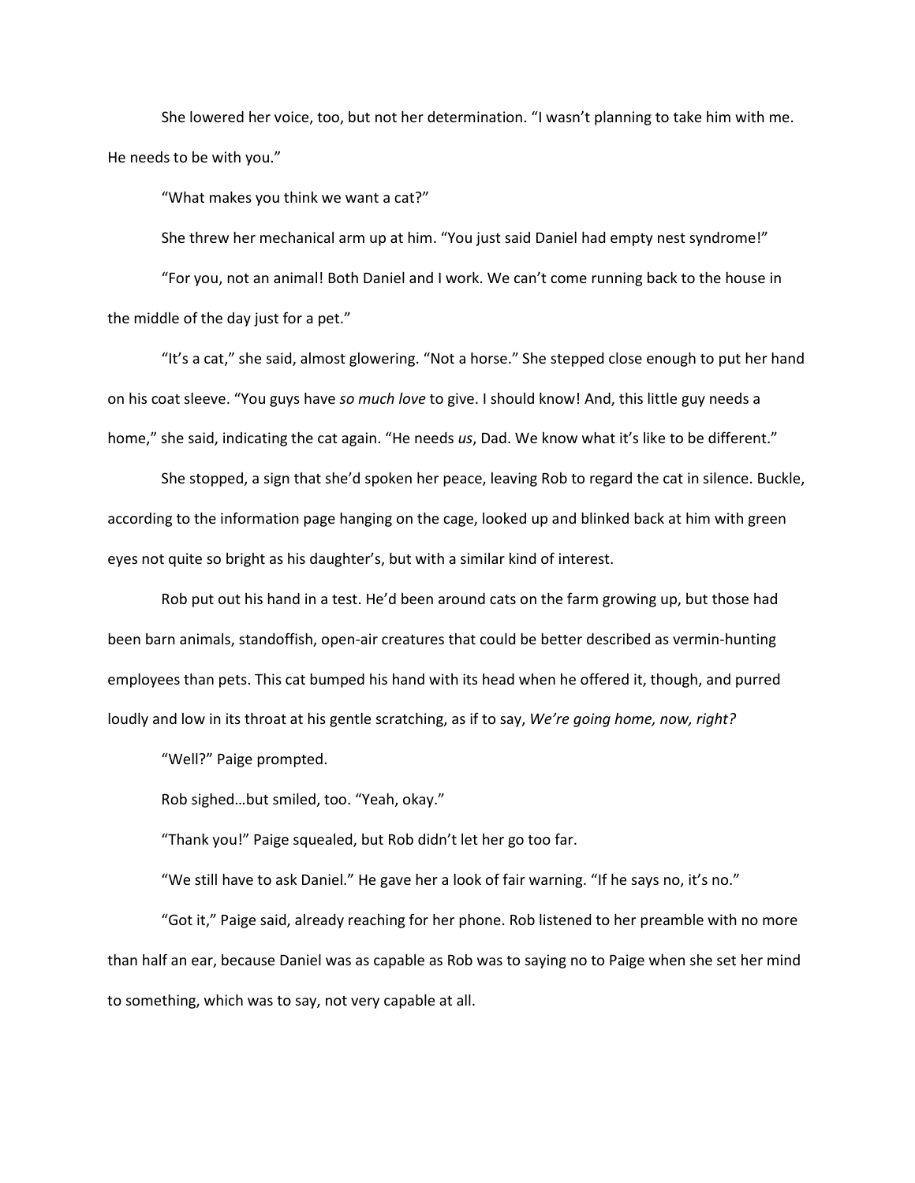She lowered her voice, too, but not her determination. "I wasn't planning to take him with me. He needs to be with you."

"What makes you think we want a cat?"

She threw her mechanical arm up at him. "You just said Daniel had empty nest syndrome!"

"For you, not an animal! Both Daniel and I work. We can't come running back to the house in the middle of the day just for a pet."

"It's a cat," she said, almost glowering. "Not a horse." She stepped close enough to put her hand on his coat sleeve. "You guys have *so much love* to give. I should know! And, this little guy needs a home," she said, indicating the cat again. "He needs *us*, Dad. We know what it's like to be different."

She stopped, a sign that she'd spoken her peace, leaving Rob to regard the cat in silence. Buckle, according to the information page hanging on the cage, looked up and blinked back at him with green eyes not quite so bright as his daughter's, but with a similar kind of interest.

Rob put out his hand in a test. He'd been around cats on the farm growing up, but those had been barn animals, standoffish, open-air creatures that could be better described as vermin-hunting employees than pets. This cat bumped his hand with its head when he offered it, though, and purred loudly and low in its throat at his gentle scratching, as if to say, *We're going home, now, right?*

"Well?" Paige prompted.

Rob sighed…but smiled, too. "Yeah, okay."

"Thank you!" Paige squealed, but Rob didn't let her go too far.

"We still have to ask Daniel." He gave her a look of fair warning. "If he says no, it's no."

"Got it," Paige said, already reaching for her phone. Rob listened to her preamble with no more than half an ear, because Daniel was as capable as Rob was to saying no to Paige when she set her mind to something, which was to say, not very capable at all.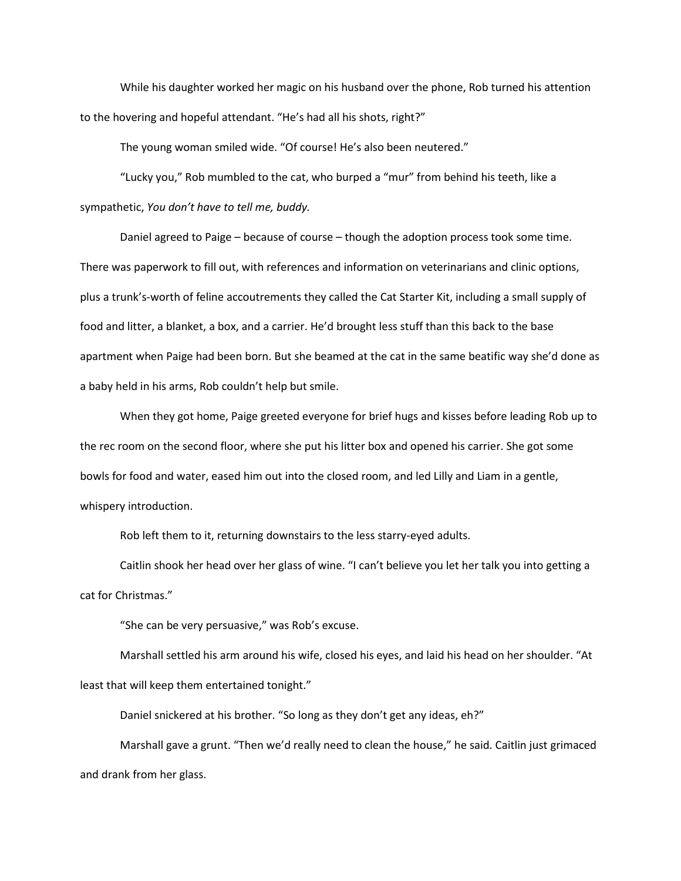While his daughter worked her magic on his husband over the phone, Rob turned his attention to the hovering and hopeful attendant. "He's had all his shots, right?"

The young woman smiled wide. "Of course! He's also been neutered."

"Lucky you," Rob mumbled to the cat, who burped a "mur" from behind his teeth, like a sympathetic, *You don't have to tell me, buddy.*

Daniel agreed to Paige – because of course – though the adoption process took some time. There was paperwork to fill out, with references and information on veterinarians and clinic options, plus a trunk's-worth of feline accoutrements they called the Cat Starter Kit, including a small supply of food and litter, a blanket, a box, and a carrier. He'd brought less stuff than this back to the base apartment when Paige had been born. But she beamed at the cat in the same beatific way she'd done as a baby held in his arms, Rob couldn't help but smile.

When they got home, Paige greeted everyone for brief hugs and kisses before leading Rob up to the rec room on the second floor, where she put his litter box and opened his carrier. She got some bowls for food and water, eased him out into the closed room, and led Lilly and Liam in a gentle, whispery introduction.

Rob left them to it, returning downstairs to the less starry-eyed adults.

Caitlin shook her head over her glass of wine. "I can't believe you let her talk you into getting a cat for Christmas."

"She can be very persuasive," was Rob's excuse.

Marshall settled his arm around his wife, closed his eyes, and laid his head on her shoulder. "At least that will keep them entertained tonight."

Daniel snickered at his brother. "So long as they don't get any ideas, eh?"

Marshall gave a grunt. "Then we'd really need to clean the house," he said. Caitlin just grimaced and drank from her glass.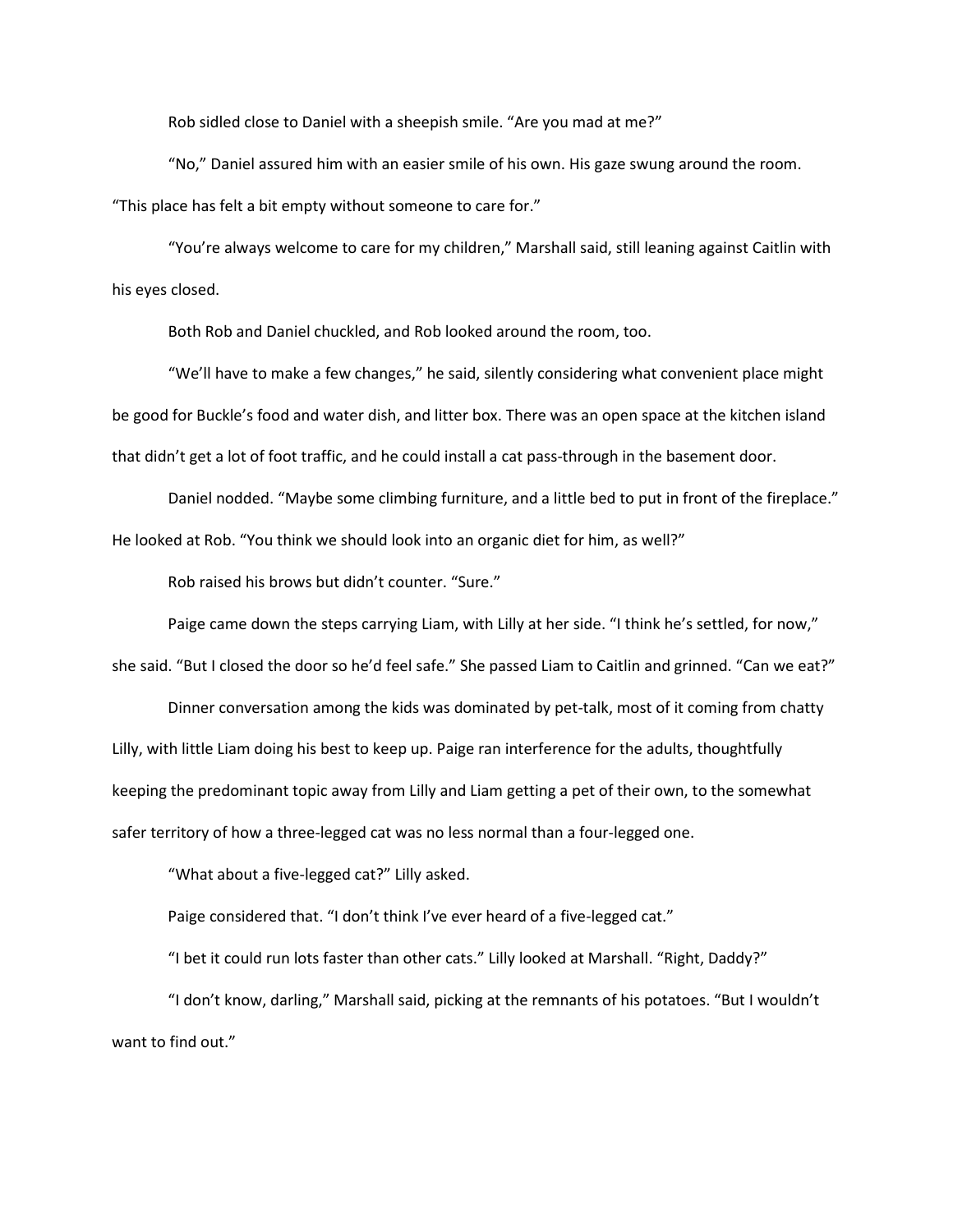Rob sidled close to Daniel with a sheepish smile. “Are you mad at me?”

“No,” Daniel assured him with an easier smile of his own. His gaze swung around the room. “This place has felt a bit empty without someone to care for.”

“You’re always welcome to care for my children,” Marshall said, still leaning against Caitlin with his eyes closed.

Both Rob and Daniel chuckled, and Rob looked around the room, too.

“We’ll have to make a few changes,” he said, silently considering what convenient place might be good for Buckle’s food and water dish, and litter box. There was an open space at the kitchen island that didn’t get a lot of foot traffic, and he could install a cat pass-through in the basement door.

Daniel nodded. “Maybe some climbing furniture, and a little bed to put in front of the fireplace.” He looked at Rob. “You think we should look into an organic diet for him, as well?”

Rob raised his brows but didn’t counter. “Sure.”

Paige came down the steps carrying Liam, with Lilly at her side. “I think he’s settled, for now,” she said. “But I closed the door so he’d feel safe.” She passed Liam to Caitlin and grinned. “Can we eat?”

Dinner conversation among the kids was dominated by pet-talk, most of it coming from chatty Lilly, with little Liam doing his best to keep up. Paige ran interference for the adults, thoughtfully keeping the predominant topic away from Lilly and Liam getting a pet of their own, to the somewhat safer territory of how a three-legged cat was no less normal than a four-legged one.

“What about a five-legged cat?” Lilly asked.

Paige considered that. “I don’t think I’ve ever heard of a five-legged cat.”

“I bet it could run lots faster than other cats.” Lilly looked at Marshall. “Right, Daddy?”

“I don’t know, darling,” Marshall said, picking at the remnants of his potatoes. “But I wouldn’t want to find out.”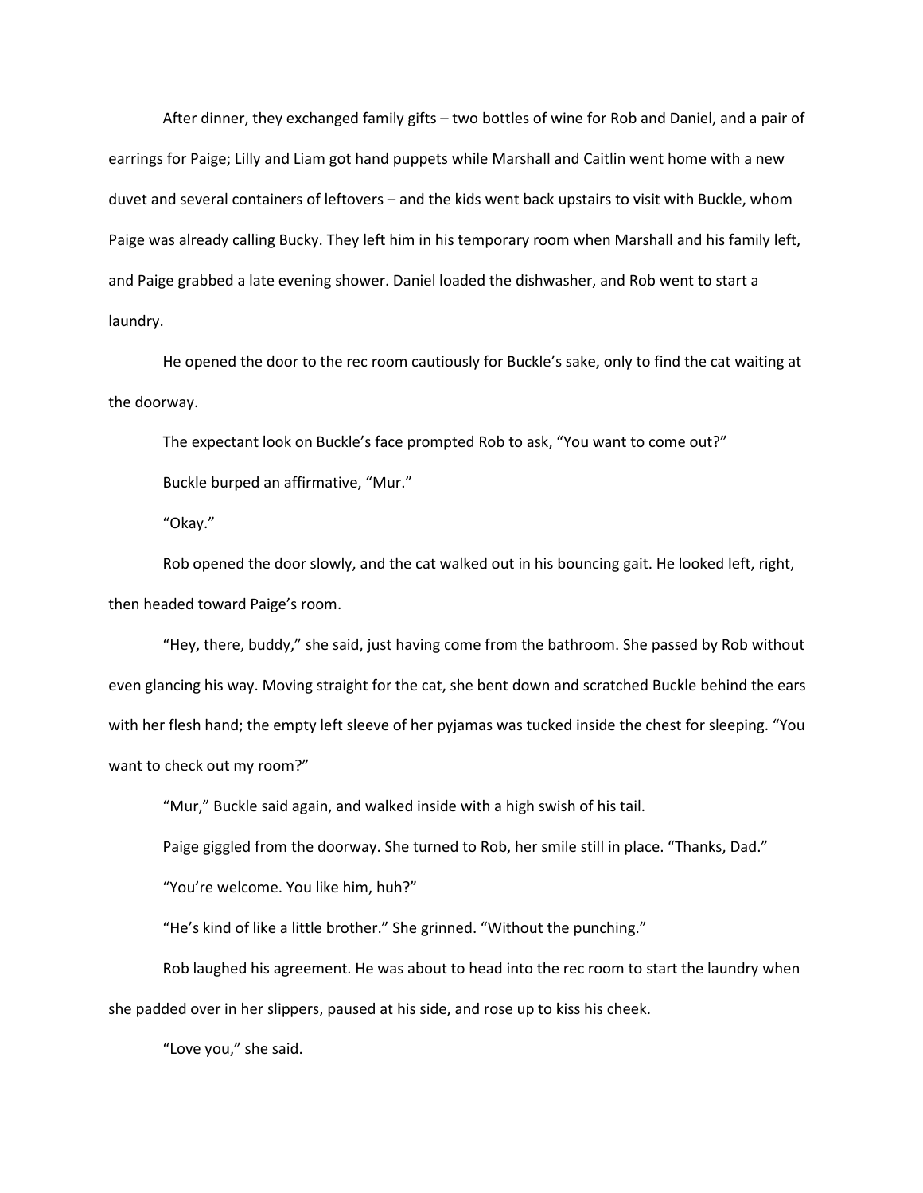After dinner, they exchanged family gifts – two bottles of wine for Rob and Daniel, and a pair of earrings for Paige; Lilly and Liam got hand puppets while Marshall and Caitlin went home with a new duvet and several containers of leftovers – and the kids went back upstairs to visit with Buckle, whom Paige was already calling Bucky. They left him in his temporary room when Marshall and his family left, and Paige grabbed a late evening shower. Daniel loaded the dishwasher, and Rob went to start a laundry.

He opened the door to the rec room cautiously for Buckle's sake, only to find the cat waiting at the doorway.

The expectant look on Buckle's face prompted Rob to ask, "You want to come out?"

Buckle burped an affirmative, "Mur."

"Okay."

Rob opened the door slowly, and the cat walked out in his bouncing gait. He looked left, right, then headed toward Paige's room.

"Hey, there, buddy," she said, just having come from the bathroom. She passed by Rob without even glancing his way. Moving straight for the cat, she bent down and scratched Buckle behind the ears with her flesh hand; the empty left sleeve of her pyjamas was tucked inside the chest for sleeping. "You want to check out my room?"

"Mur," Buckle said again, and walked inside with a high swish of his tail.

Paige giggled from the doorway. She turned to Rob, her smile still in place. "Thanks, Dad."

"You're welcome. You like him, huh?"

"He's kind of like a little brother." She grinned. "Without the punching."

Rob laughed his agreement. He was about to head into the rec room to start the laundry when she padded over in her slippers, paused at his side, and rose up to kiss his cheek.

"Love you," she said.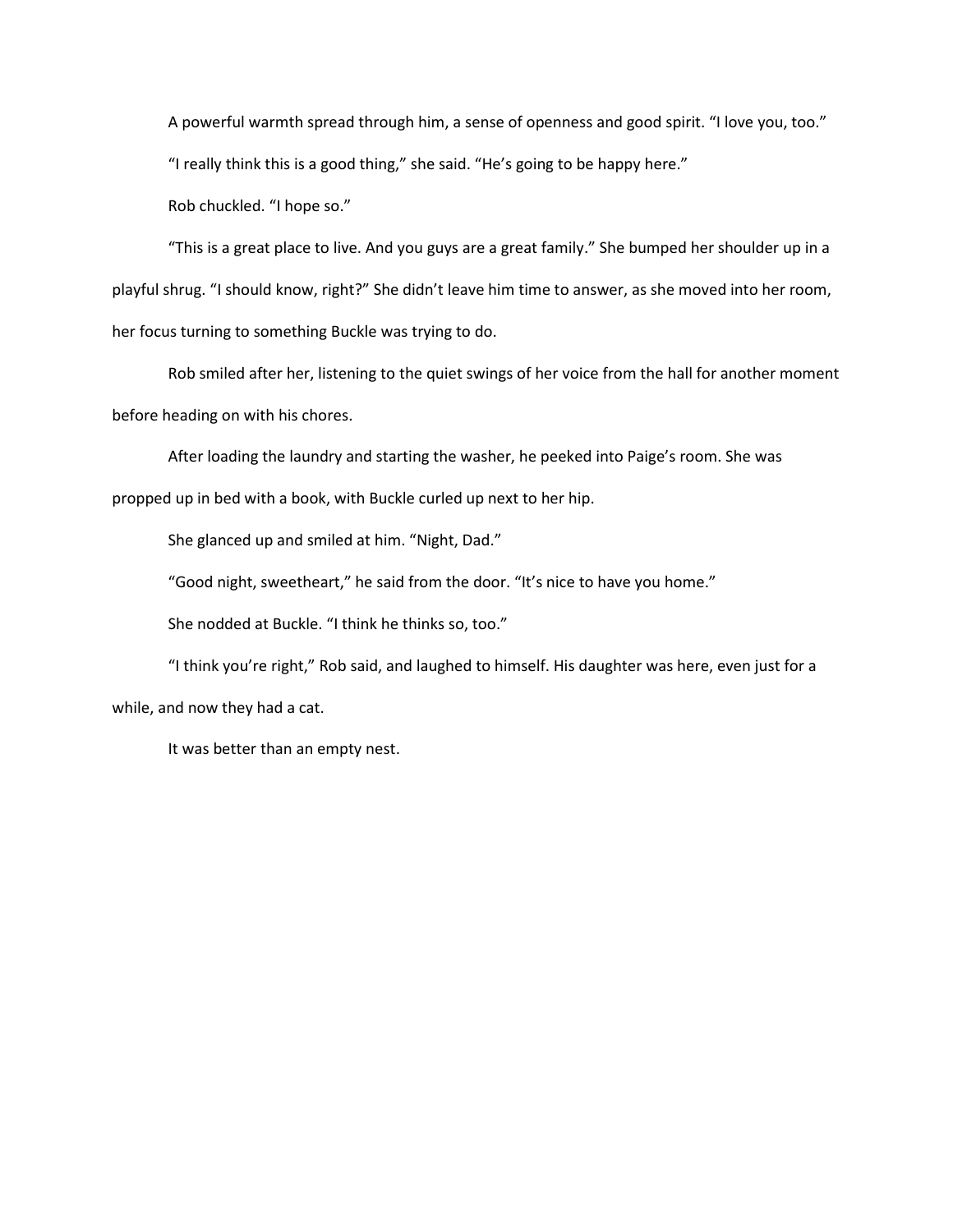A powerful warmth spread through him, a sense of openness and good spirit. “I love you, too.”

“I really think this is a good thing,” she said. “He’s going to be happy here.”

Rob chuckled. “I hope so.”

“This is a great place to live. And you guys are a great family.” She bumped her shoulder up in a playful shrug. “I should know, right?” She didn’t leave him time to answer, as she moved into her room, her focus turning to something Buckle was trying to do.

Rob smiled after her, listening to the quiet swings of her voice from the hall for another moment before heading on with his chores.

After loading the laundry and starting the washer, he peeked into Paige’s room. She was propped up in bed with a book, with Buckle curled up next to her hip.

She glanced up and smiled at him. “Night, Dad.”

“Good night, sweetheart,” he said from the door. “It’s nice to have you home.”

She nodded at Buckle. “I think he thinks so, too.”

“I think you’re right,” Rob said, and laughed to himself. His daughter was here, even just for a while, and now they had a cat.

It was better than an empty nest.